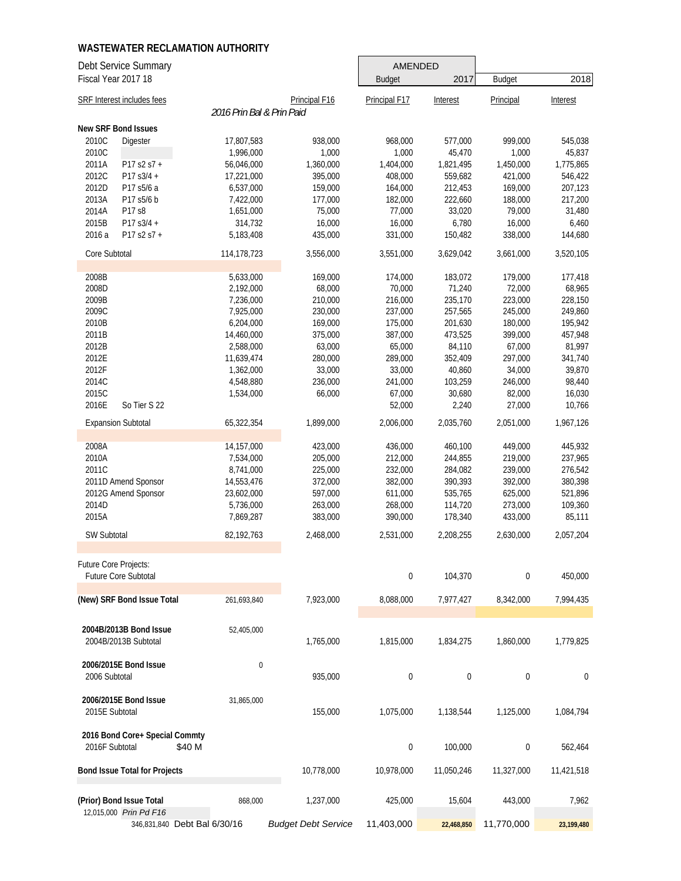# WASTEWATER RECLAMATION AUTHORITY

Debt Service Summary
Fiscal Year 2017 18

| SRF Interest includes fees | | | | AMENDED Budget | 2017 | Budget | 2018 |
|---|---|---|---|---|---|---|---|
| | | *2016 Prin Bal & Prin Paid* | Principal F16 | Principal F17 | Interest | Principal | Interest |
| **New SRF Bond Issues** | | | | | | | |
| 2010C | Digester | 17,807,583 | 938,000 | 968,000 | 577,000 | 999,000 | 545,038 |
| 2010C | | 1,996,000 | 1,000 | 1,000 | 45,470 | 1,000 | 45,837 |
| 2011A | P17 s2 s7 + | 56,046,000 | 1,360,000 | 1,404,000 | 1,821,495 | 1,450,000 | 1,775,865 |
| 2012C | P17 s3/4 + | 17,221,000 | 395,000 | 408,000 | 559,682 | 421,000 | 546,422 |
| 2012D | P17 s5/6 a | 6,537,000 | 159,000 | 164,000 | 212,453 | 169,000 | 207,123 |
| 2013A | P17 s5/6 b | 7,422,000 | 177,000 | 182,000 | 222,660 | 188,000 | 217,200 |
| 2014A | P17 s8 | 1,651,000 | 75,000 | 77,000 | 33,020 | 79,000 | 31,480 |
| 2015B | P17 s3/4 + | 314,732 | 16,000 | 16,000 | 6,780 | 16,000 | 6,460 |
| 2016 a | P17 s2 s7 + | 5,183,408 | 435,000 | 331,000 | 150,482 | 338,000 | 144,680 |
| Core Subtotal | | 114,178,723 | 3,556,000 | 3,551,000 | 3,629,042 | 3,661,000 | 3,520,105 |
| 2008B | | 5,633,000 | 169,000 | 174,000 | 183,072 | 179,000 | 177,418 |
| 2008D | | 2,192,000 | 68,000 | 70,000 | 71,240 | 72,000 | 68,965 |
| 2009B | | 7,236,000 | 210,000 | 216,000 | 235,170 | 223,000 | 228,150 |
| 2009C | | 7,925,000 | 230,000 | 237,000 | 257,565 | 245,000 | 249,860 |
| 2010B | | 6,204,000 | 169,000 | 175,000 | 201,630 | 180,000 | 195,942 |
| 2011B | | 14,460,000 | 375,000 | 387,000 | 473,525 | 399,000 | 457,948 |
| 2012B | | 2,588,000 | 63,000 | 65,000 | 84,110 | 67,000 | 81,997 |
| 2012E | | 11,639,474 | 280,000 | 289,000 | 352,409 | 297,000 | 341,740 |
| 2012F | | 1,362,000 | 33,000 | 33,000 | 40,860 | 34,000 | 39,870 |
| 2014C | | 4,548,880 | 236,000 | 241,000 | 103,259 | 246,000 | 98,440 |
| 2015C | | 1,534,000 | 66,000 | 67,000 | 30,680 | 82,000 | 16,030 |
| 2016E | So Tier S 22 | | | 52,000 | 2,240 | 27,000 | 10,766 |
| Expansion Subtotal | | 65,322,354 | 1,899,000 | 2,006,000 | 2,035,760 | 2,051,000 | 1,967,126 |
| 2008A | | 14,157,000 | 423,000 | 436,000 | 460,100 | 449,000 | 445,932 |
| 2010A | | 7,534,000 | 205,000 | 212,000 | 244,855 | 219,000 | 237,965 |
| 2011C | | 8,741,000 | 225,000 | 232,000 | 284,082 | 239,000 | 276,542 |
| 2011D Amend Sponsor | | 14,553,476 | 372,000 | 382,000 | 390,393 | 392,000 | 380,398 |
| 2012G Amend Sponsor | | 23,602,000 | 597,000 | 611,000 | 535,765 | 625,000 | 521,896 |
| 2014D | | 5,736,000 | 263,000 | 268,000 | 114,720 | 273,000 | 109,360 |
| 2015A | | 7,869,287 | 383,000 | 390,000 | 178,340 | 433,000 | 85,111 |
| SW Subtotal | | 82,192,763 | 2,468,000 | 2,531,000 | 2,208,255 | 2,630,000 | 2,057,204 |
| Future Core Projects: | | | | | | | |
| Future Core Subtotal | | | | 0 | 104,370 | 0 | 450,000 |
| **(New) SRF Bond Issue Total** | | 261,693,840 | 7,923,000 | 8,088,000 | 7,977,427 | 8,342,000 | 7,994,435 |
| **2004B/2013B Bond Issue** | | 52,405,000 | | | | | |
| 2004B/2013B Subtotal | | | 1,765,000 | 1,815,000 | 1,834,275 | 1,860,000 | 1,779,825 |
| **2006/2015E Bond Issue** | | 0 | | | | | |
| 2006 Subtotal | | | 935,000 | 0 | 0 | 0 | 0 |
| **2006/2015E Bond Issue** | | 31,865,000 | | | | | |
| 2015E Subtotal | | | 155,000 | 1,075,000 | 1,138,544 | 1,125,000 | 1,084,794 |
| **2016 Bond Core+ Special Commty** | | | | | | | |
| 2016F Subtotal | $40 M | | | 0 | 100,000 | 0 | 562,464 |
| **Bond Issue Total for Projects** | | | 10,778,000 | 10,978,000 | 11,050,246 | 11,327,000 | 11,421,518 |
| **(Prior) Bond Issue Total** | | 868,000 | 1,237,000 | 425,000 | 15,604 | 443,000 | 7,962 |
| 12,015,000 *Prin Pd F16* | | | | | | | |
| 346,831,840 Debt Bal 6/30/16 | | | *Budget Debt Service* | 11,403,000 | 22,468,850 | 11,770,000 | 23,199,480 |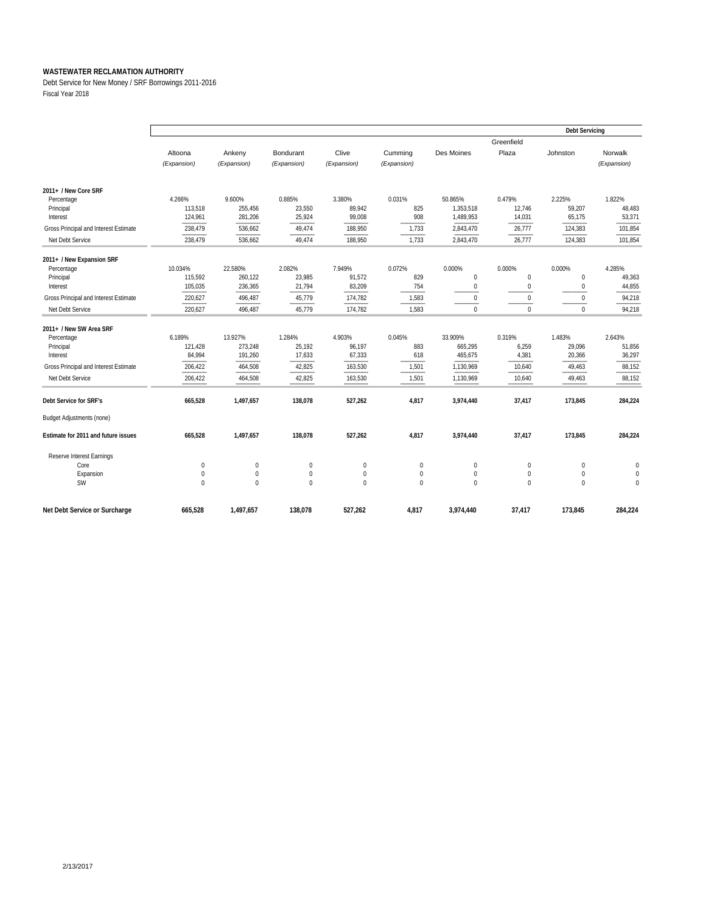**WASTEWATER RECLAMATION AUTHORITY**

Debt Service for New Money / SRF Borrowings 2011-2016

Fiscal Year 2018

| | Altoona *(Expansion)* | Ankeny *(Expansion)* | Bondurant *(Expansion)* | Clive *(Expansion)* | Cumming *(Expansion)* | Des Moines | Greenfield Plaza | Johnston | Debt Servicing Norwalk *(Expansion)* |
|---|---|---|---|---|---|---|---|---|---|
| **2011+ / New Core SRF** | | | | | | | | | |
| Percentage | 4.266% | 9.600% | 0.885% | 3.380% | 0.031% | 50.865% | 0.479% | 2.225% | 1.822% |
| Principal | 113,518 | 255,456 | 23,550 | 89,942 | 825 | 1,353,518 | 12,746 | 59,207 | 48,483 |
| Interest | 124,961 | 281,206 | 25,924 | 99,008 | 908 | 1,489,953 | 14,031 | 65,175 | 53,371 |
| Gross Principal and Interest Estimate | 238,479 | 536,662 | 49,474 | 188,950 | 1,733 | 2,843,470 | 26,777 | 124,383 | 101,854 |
| Net Debt Service | 238,479 | 536,662 | 49,474 | 188,950 | 1,733 | 2,843,470 | 26,777 | 124,383 | 101,854 |
| **2011+ / New Expansion SRF** | | | | | | | | | |
| Percentage | 10.034% | 22.580% | 2.082% | 7.949% | 0.072% | 0.000% | 0.000% | 0.000% | 4.285% |
| Principal | 115,592 | 260,122 | 23,985 | 91,572 | 829 | 0 | 0 | 0 | 49,363 |
| Interest | 105,035 | 236,365 | 21,794 | 83,209 | 754 | 0 | 0 | 0 | 44,855 |
| Gross Principal and Interest Estimate | 220,627 | 496,487 | 45,779 | 174,782 | 1,583 | 0 | 0 | 0 | 94,218 |
| Net Debt Service | 220,627 | 496,487 | 45,779 | 174,782 | 1,583 | 0 | 0 | 0 | 94,218 |
| **2011+ / New SW Area SRF** | | | | | | | | | |
| Percentage | 6.189% | 13.927% | 1.284% | 4.903% | 0.045% | 33.909% | 0.319% | 1.483% | 2.643% |
| Principal | 121,428 | 273,248 | 25,192 | 96,197 | 883 | 665,295 | 6,259 | 29,096 | 51,856 |
| Interest | 84,994 | 191,260 | 17,633 | 67,333 | 618 | 465,675 | 4,381 | 20,366 | 36,297 |
| Gross Principal and Interest Estimate | 206,422 | 464,508 | 42,825 | 163,530 | 1,501 | 1,130,969 | 10,640 | 49,463 | 88,152 |
| Net Debt Service | 206,422 | 464,508 | 42,825 | 163,530 | 1,501 | 1,130,969 | 10,640 | 49,463 | 88,152 |
| **Debt Service for SRF's** | **665,528** | **1,497,657** | **138,078** | **527,262** | **4,817** | **3,974,440** | **37,417** | **173,845** | **284,224** |
| Budget Adjustments (none) | | | | | | | | | |
| **Estimate for 2011 and future issues** | **665,528** | **1,497,657** | **138,078** | **527,262** | **4,817** | **3,974,440** | **37,417** | **173,845** | **284,224** |
| Reserve Interest Earnings | | | | | | | | | |
| Core | 0 | 0 | 0 | 0 | 0 | 0 | 0 | 0 | 0 |
| Expansion | 0 | 0 | 0 | 0 | 0 | 0 | 0 | 0 | 0 |
| SW | 0 | 0 | 0 | 0 | 0 | 0 | 0 | 0 | 0 |
| **Net Debt Service or Surcharge** | **665,528** | **1,497,657** | **138,078** | **527,262** | **4,817** | **3,974,440** | **37,417** | **173,845** | **284,224** |

2/13/2017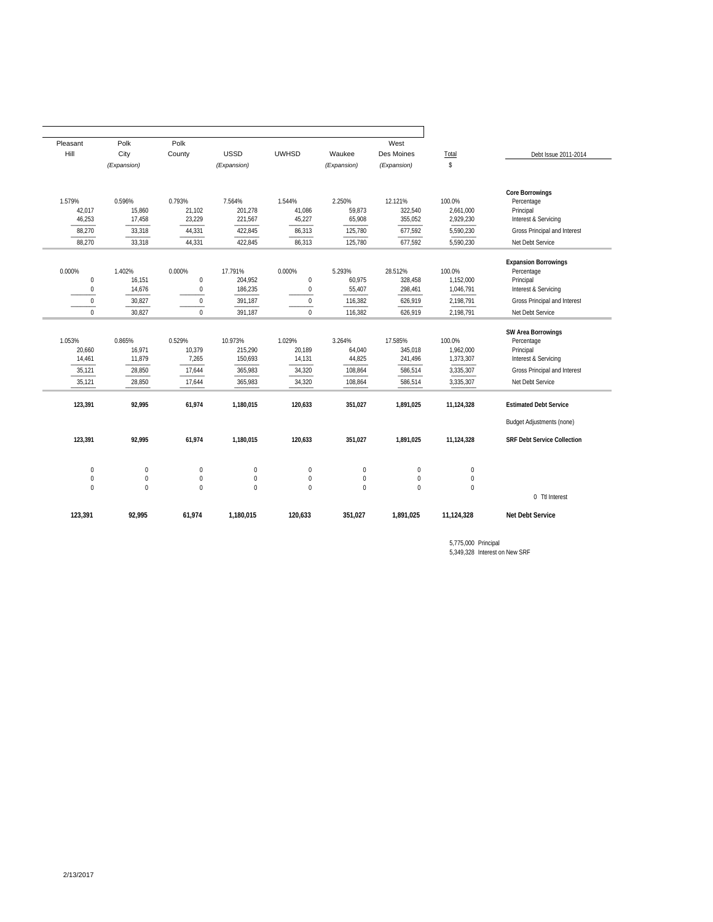| Pleasant Hill | Polk City (Expansion) | Polk County | USSD (Expansion) | UWHSD | Waukee (Expansion) | West Des Moines (Expansion) | Total $ | Debt Issue 2011-2014 |
|---|---|---|---|---|---|---|---|---|
| | | | | | | | | **Core Borrowings** |
| 1.579% | 0.596% | 0.793% | 7.564% | 1.544% | 2.250% | 12.121% | 100.0% | Percentage |
| 42,017 | 15,860 | 21,102 | 201,278 | 41,086 | 59,873 | 322,540 | 2,661,000 | Principal |
| 46,253 | 17,458 | 23,229 | 221,567 | 45,227 | 65,908 | 355,052 | 2,929,230 | Interest & Servicing |
| 88,270 | 33,318 | 44,331 | 422,845 | 86,313 | 125,780 | 677,592 | 5,590,230 | Gross Principal and Interest |
| 88,270 | 33,318 | 44,331 | 422,845 | 86,313 | 125,780 | 677,592 | 5,590,230 | Net Debt Service |
| | | | | | | | | **Expansion Borrowings** |
| 0.000% | 1.402% | 0.000% | 17.791% | 0.000% | 5.293% | 28.512% | 100.0% | Percentage |
| 0 | 16,151 | 0 | 204,952 | 0 | 60,975 | 328,458 | 1,152,000 | Principal |
| 0 | 14,676 | 0 | 186,235 | 0 | 55,407 | 298,461 | 1,046,791 | Interest & Servicing |
| 0 | 30,827 | 0 | 391,187 | 0 | 116,382 | 626,919 | 2,198,791 | Gross Principal and Interest |
| 0 | 30,827 | 0 | 391,187 | 0 | 116,382 | 626,919 | 2,198,791 | Net Debt Service |
| | | | | | | | | **SW Area Borrowings** |
| 1.053% | 0.865% | 0.529% | 10.973% | 1.029% | 3.264% | 17.585% | 100.0% | Percentage |
| 20,660 | 16,971 | 10,379 | 215,290 | 20,189 | 64,040 | 345,018 | 1,962,000 | Principal |
| 14,461 | 11,879 | 7,265 | 150,693 | 14,131 | 44,825 | 241,496 | 1,373,307 | Interest & Servicing |
| 35,121 | 28,850 | 17,644 | 365,983 | 34,320 | 108,864 | 586,514 | 3,335,307 | Gross Principal and Interest |
| 35,121 | 28,850 | 17,644 | 365,983 | 34,320 | 108,864 | 586,514 | 3,335,307 | Net Debt Service |
| **123,391** | **92,995** | **61,974** | **1,180,015** | **120,633** | **351,027** | **1,891,025** | **11,124,328** | **Estimated Debt Service** |
| | | | | | | | | Budget Adjustments (none) |
| **123,391** | **92,995** | **61,974** | **1,180,015** | **120,633** | **351,027** | **1,891,025** | **11,124,328** | **SRF Debt Service Collection** |
| 0 | 0 | 0 | 0 | 0 | 0 | 0 | 0 | |
| 0 | 0 | 0 | 0 | 0 | 0 | 0 | 0 | |
| 0 | 0 | 0 | 0 | 0 | 0 | 0 | 0 | |
| | | | | | | | | 0 Ttl Interest |
| **123,391** | **92,995** | **61,974** | **1,180,015** | **120,633** | **351,027** | **1,891,025** | **11,124,328** | **Net Debt Service** |

5,775,000 Principal
5,349,328 Interest on New SRF

2/13/2017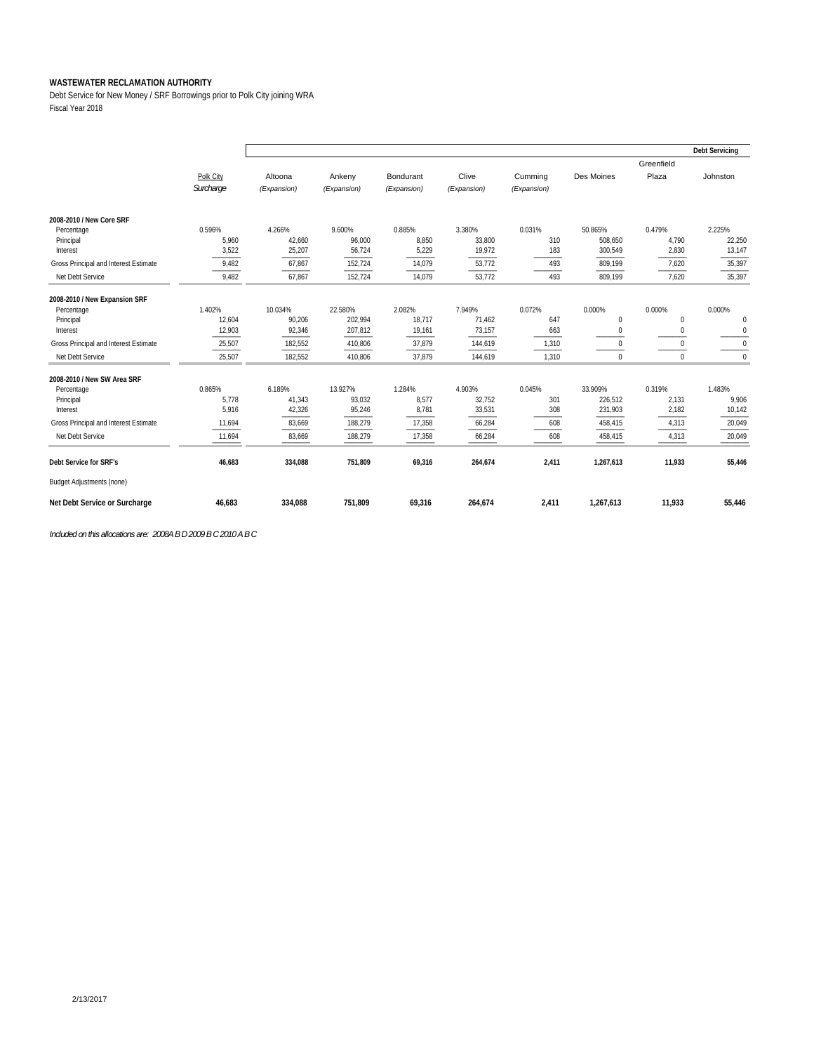**WASTEWATER RECLAMATION AUTHORITY**

Debt Service for New Money / SRF Borrowings prior to Polk City joining WRA

Fiscal Year 2018

| | | | | | | | | | Debt Servicing |
|---|---|---|---|---|---|---|---|---|---|
| | Polk City *Surcharge* | Altoona *(Expansion)* | Ankeny *(Expansion)* | Bondurant *(Expansion)* | Clive *(Expansion)* | Cumming *(Expansion)* | Des Moines | Greenfield Plaza | Johnston |
| **2008-2010 / New Core SRF** | | | | | | | | | |
| Percentage | 0.596% | 4.266% | 9.600% | 0.885% | 3.380% | 0.031% | 50.865% | 0.479% | 2.225% |
| Principal | 5,960 | 42,660 | 96,000 | 8,850 | 33,800 | 310 | 508,650 | 4,790 | 22,250 |
| Interest | 3,522 | 25,207 | 56,724 | 5,229 | 19,972 | 183 | 300,549 | 2,830 | 13,147 |
| Gross Principal and Interest Estimate | 9,482 | 67,867 | 152,724 | 14,079 | 53,772 | 493 | 809,199 | 7,620 | 35,397 |
| Net Debt Service | 9,482 | 67,867 | 152,724 | 14,079 | 53,772 | 493 | 809,199 | 7,620 | 35,397 |
| **2008-2010 / New Expansion SRF** | | | | | | | | | |
| Percentage | 1.402% | 10.034% | 22.580% | 2.082% | 7.949% | 0.072% | 0.000% | 0.000% | 0.000% |
| Principal | 12,604 | 90,206 | 202,994 | 18,717 | 71,462 | 647 | 0 | 0 | 0 |
| Interest | 12,903 | 92,346 | 207,812 | 19,161 | 73,157 | 663 | 0 | 0 | 0 |
| Gross Principal and Interest Estimate | 25,507 | 182,552 | 410,806 | 37,879 | 144,619 | 1,310 | 0 | 0 | 0 |
| Net Debt Service | 25,507 | 182,552 | 410,806 | 37,879 | 144,619 | 1,310 | 0 | 0 | 0 |
| **2008-2010 / New SW Area SRF** | | | | | | | | | |
| Percentage | 0.865% | 6.189% | 13.927% | 1.284% | 4.903% | 0.045% | 33.909% | 0.319% | 1.483% |
| Principal | 5,778 | 41,343 | 93,032 | 8,577 | 32,752 | 301 | 226,512 | 2,131 | 9,906 |
| Interest | 5,916 | 42,326 | 95,246 | 8,781 | 33,531 | 308 | 231,903 | 2,182 | 10,142 |
| Gross Principal and Interest Estimate | 11,694 | 83,669 | 188,279 | 17,358 | 66,284 | 608 | 458,415 | 4,313 | 20,049 |
| Net Debt Service | 11,694 | 83,669 | 188,279 | 17,358 | 66,284 | 608 | 458,415 | 4,313 | 20,049 |
| **Debt Service for SRF's** | **46,683** | **334,088** | **751,809** | **69,316** | **264,674** | **2,411** | **1,267,613** | **11,933** | **55,446** |
| Budget Adjustments (none) | | | | | | | | | |
| **Net Debt Service or Surcharge** | **46,683** | **334,088** | **751,809** | **69,316** | **264,674** | **2,411** | **1,267,613** | **11,933** | **55,446** |

*Included on this allocations are: 2008A B D 2009 B C 2010 A B C*

2/13/2017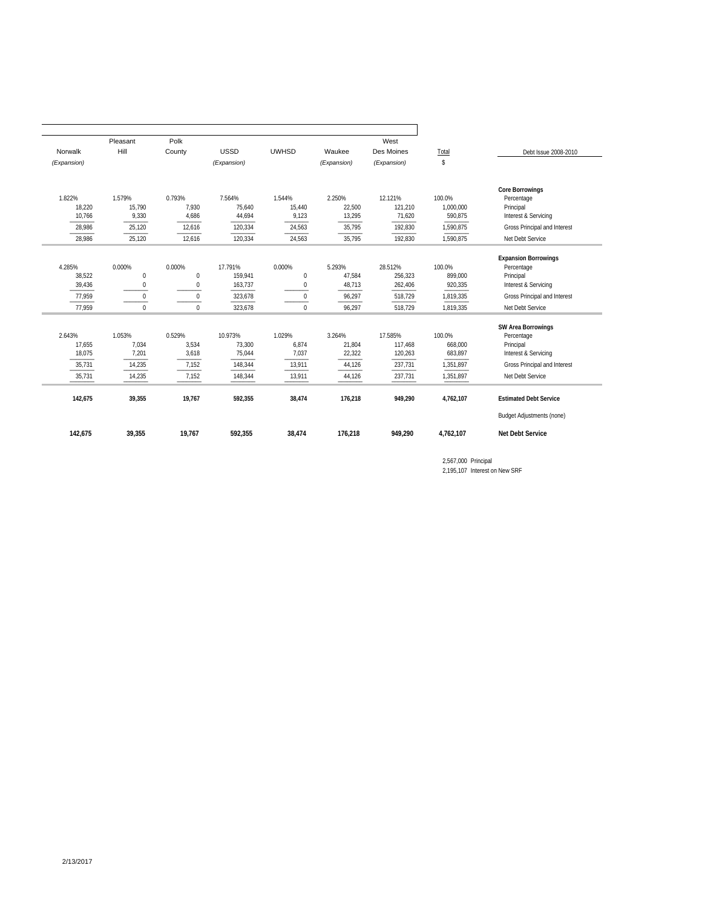| Norwalk (Expansion) | Pleasant Hill | Polk County | USSD (Expansion) | UWHSD | Waukee (Expansion) | West Des Moines (Expansion) | Total $ | Debt Issue 2008-2010 |
|---|---|---|---|---|---|---|---|---|
| | | | | | | | | **Core Borrowings** |
| 1.822% | 1.579% | 0.793% | 7.564% | 1.544% | 2.250% | 12.121% | 100.0% | Percentage |
| 18,220 | 15,790 | 7,930 | 75,640 | 15,440 | 22,500 | 121,210 | 1,000,000 | Principal |
| 10,766 | 9,330 | 4,686 | 44,694 | 9,123 | 13,295 | 71,620 | 590,875 | Interest & Servicing |
| 28,986 | 25,120 | 12,616 | 120,334 | 24,563 | 35,795 | 192,830 | 1,590,875 | Gross Principal and Interest |
| 28,986 | 25,120 | 12,616 | 120,334 | 24,563 | 35,795 | 192,830 | 1,590,875 | Net Debt Service |
| | | | | | | | | **Expansion Borrowings** |
| 4.285% | 0.000% | 0.000% | 17.791% | 0.000% | 5.293% | 28.512% | 100.0% | Percentage |
| 38,522 | 0 | 0 | 159,941 | 0 | 47,584 | 256,323 | 899,000 | Principal |
| 39,436 | 0 | 0 | 163,737 | 0 | 48,713 | 262,406 | 920,335 | Interest & Servicing |
| 77,959 | 0 | 0 | 323,678 | 0 | 96,297 | 518,729 | 1,819,335 | Gross Principal and Interest |
| 77,959 | 0 | 0 | 323,678 | 0 | 96,297 | 518,729 | 1,819,335 | Net Debt Service |
| | | | | | | | | **SW Area Borrowings** |
| 2.643% | 1.053% | 0.529% | 10.973% | 1.029% | 3.264% | 17.585% | 100.0% | Percentage |
| 17,655 | 7,034 | 3,534 | 73,300 | 6,874 | 21,804 | 117,468 | 668,000 | Principal |
| 18,075 | 7,201 | 3,618 | 75,044 | 7,037 | 22,322 | 120,263 | 683,897 | Interest & Servicing |
| 35,731 | 14,235 | 7,152 | 148,344 | 13,911 | 44,126 | 237,731 | 1,351,897 | Gross Principal and Interest |
| 35,731 | 14,235 | 7,152 | 148,344 | 13,911 | 44,126 | 237,731 | 1,351,897 | Net Debt Service |
| **142,675** | **39,355** | **19,767** | **592,355** | **38,474** | **176,218** | **949,290** | **4,762,107** | **Estimated Debt Service** |
| | | | | | | | | Budget Adjustments (none) |
| **142,675** | **39,355** | **19,767** | **592,355** | **38,474** | **176,218** | **949,290** | **4,762,107** | **Net Debt Service** |

2,567,000 Principal
2,195,107 Interest on New SRF

2/13/2017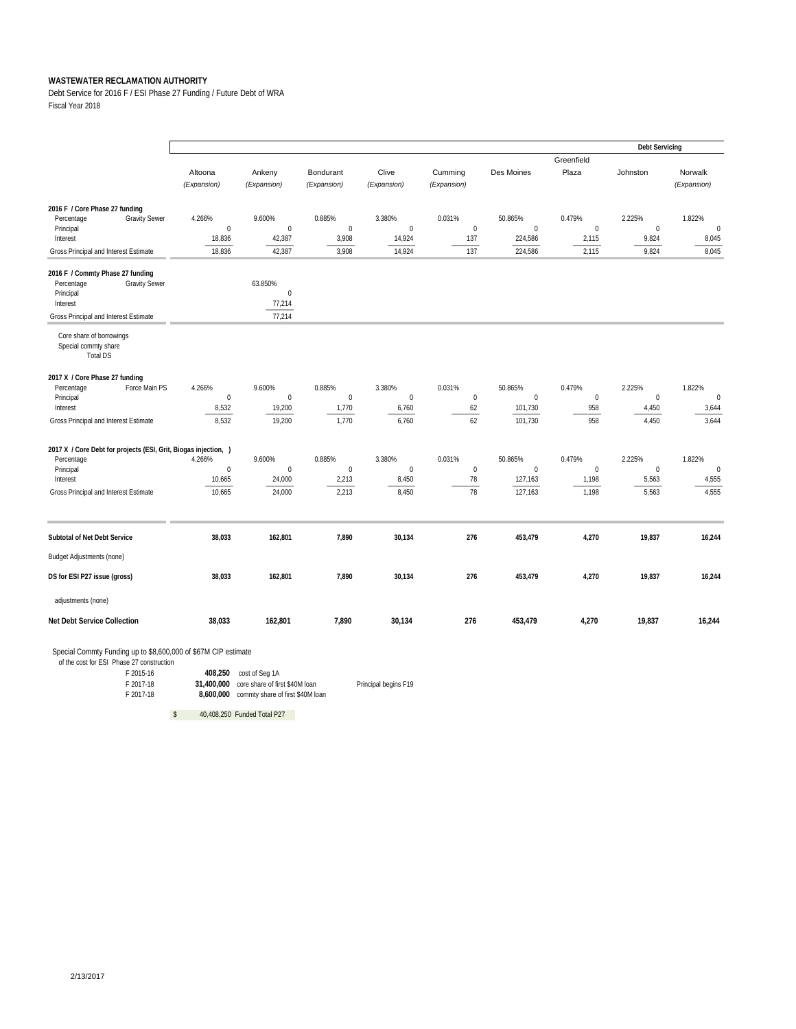**WASTEWATER RECLAMATION AUTHORITY**

Debt Service for 2016 F / ESI Phase 27 Funding / Future Debt of WRA

Fiscal Year 2018

| | | | | | | | | Debt Servicing | |
|---|---|---|---|---|---|---|---|---|---|
| | Altoona (Expansion) | Ankeny (Expansion) | Bondurant (Expansion) | Clive (Expansion) | Cumming (Expansion) | Des Moines | Greenfield Plaza | Johnston | Norwalk (Expansion) |
| **2016 F / Core Phase 27 funding** | | | | | | | | | |
| Percentage — Gravity Sewer | 4.266% | 9.600% | 0.885% | 3.380% | 0.031% | 50.865% | 0.479% | 2.225% | 1.822% |
| Principal | 0 | 0 | 0 | 0 | 0 | 0 | 0 | 0 | 0 |
| Interest | 18,836 | 42,387 | 3,908 | 14,924 | 137 | 224,586 | 2,115 | 9,824 | 8,045 |
| Gross Principal and Interest Estimate | 18,836 | 42,387 | 3,908 | 14,924 | 137 | 224,586 | 2,115 | 9,824 | 8,045 |
| **2016 F / Commty Phase 27 funding** | | | | | | | | | |
| Percentage — Gravity Sewer | | 63.850% | | | | | | | |
| Principal | | 0 | | | | | | | |
| Interest | | 77,214 | | | | | | | |
| Gross Principal and Interest Estimate | | 77,214 | | | | | | | |
| Core share of borrowings | | | | | | | | | |
| Special commty share | | | | | | | | | |
| Total DS | | | | | | | | | |
| **2017 X / Core Phase 27 funding** | | | | | | | | | |
| Percentage — Force Main PS | 4.266% | 9.600% | 0.885% | 3.380% | 0.031% | 50.865% | 0.479% | 2.225% | 1.822% |
| Principal | 0 | 0 | 0 | 0 | 0 | 0 | 0 | 0 | 0 |
| Interest | 8,532 | 19,200 | 1,770 | 6,760 | 62 | 101,730 | 958 | 4,450 | 3,644 |
| Gross Principal and Interest Estimate | 8,532 | 19,200 | 1,770 | 6,760 | 62 | 101,730 | 958 | 4,450 | 3,644 |
| **2017 X / Core Debt for projects (ESI, Grit, Biogas injection, )** | | | | | | | | | |
| Percentage | 4.266% | 9.600% | 0.885% | 3.380% | 0.031% | 50.865% | 0.479% | 2.225% | 1.822% |
| Principal | 0 | 0 | 0 | 0 | 0 | 0 | 0 | 0 | 0 |
| Interest | 10,665 | 24,000 | 2,213 | 8,450 | 78 | 127,163 | 1,198 | 5,563 | 4,555 |
| Gross Principal and Interest Estimate | 10,665 | 24,000 | 2,213 | 8,450 | 78 | 127,163 | 1,198 | 5,563 | 4,555 |
| **Subtotal of Net Debt Service** | **38,033** | **162,801** | **7,890** | **30,134** | **276** | **453,479** | **4,270** | **19,837** | **16,244** |
| Budget Adjustments (none) | | | | | | | | | |
| **DS for ESI P27 issue (gross)** | **38,033** | **162,801** | **7,890** | **30,134** | **276** | **453,479** | **4,270** | **19,837** | **16,244** |
| adjustments (none) | | | | | | | | | |
| **Net Debt Service Collection** | **38,033** | **162,801** | **7,890** | **30,134** | **276** | **453,479** | **4,270** | **19,837** | **16,244** |

Special Commty Funding up to $8,600,000 of $67M CIP estimate
of the cost for ESI Phase 27 construction

| | | | |
|---|---|---|---|
| F 2015-16 | **408,250** | cost of Seg 1A | |
| F 2017-18 | **31,400,000** | core share of first $40M loan | Principal begins F19 |
| F 2017-18 | **8,600,000** | commty share of first $40M loan | |

$ 40,408,250 Funded Total P27

2/13/2017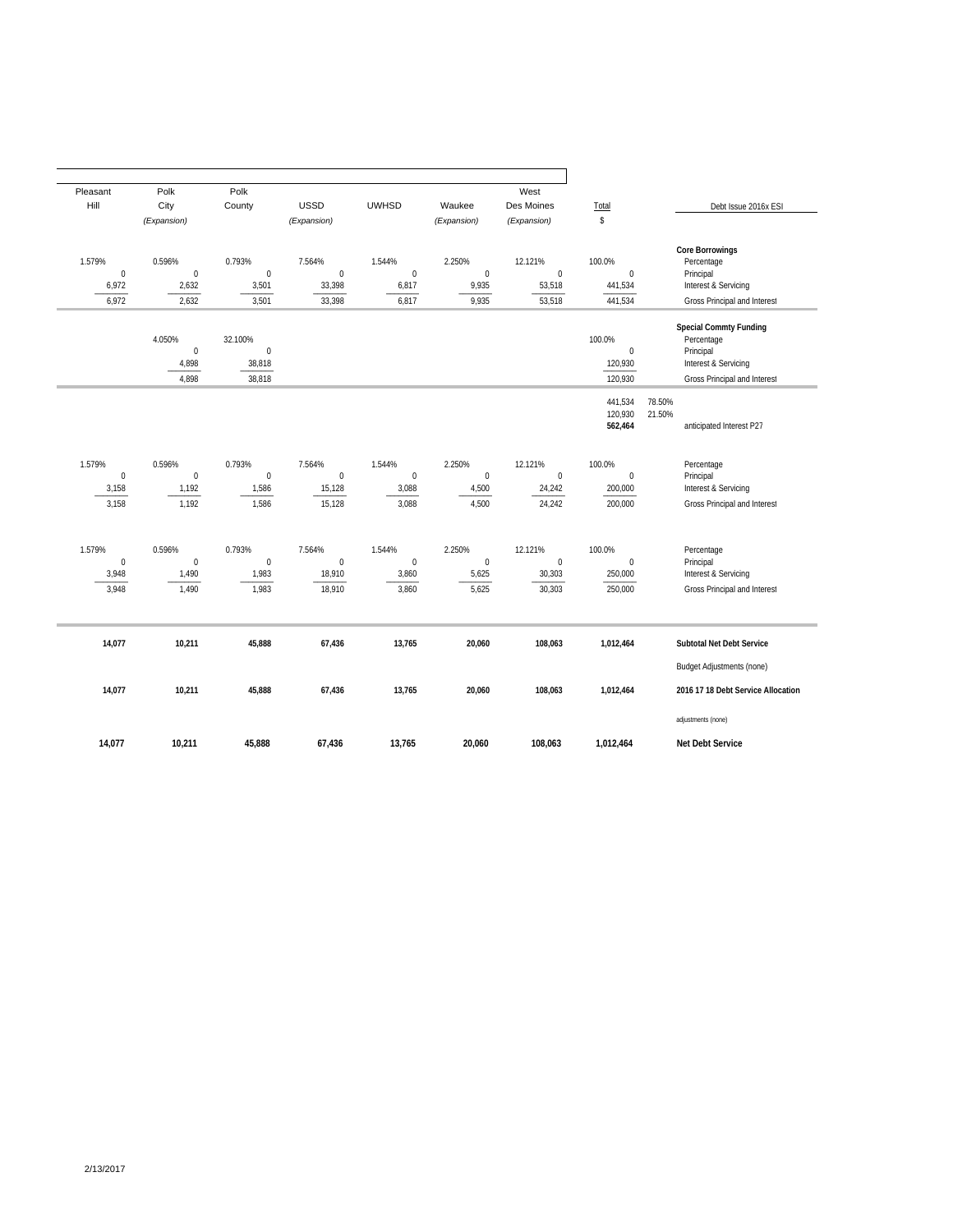| Pleasant Hill | Polk City (Expansion) | Polk County | USSD (Expansion) | UWHSD | Waukee (Expansion) | West Des Moines (Expansion) | Total $ | | Debt Issue 2016x ESI |
|---|---|---|---|---|---|---|---|---|---|
| | | | | | | | | | **Core Borrowings** |
| 1.579% | 0.596% | 0.793% | 7.564% | 1.544% | 2.250% | 12.121% | 100.0% | | Percentage |
| 0 | 0 | 0 | 0 | 0 | 0 | 0 | 0 | | Principal |
| 6,972 | 2,632 | 3,501 | 33,398 | 6,817 | 9,935 | 53,518 | 441,534 | | Interest & Servicing |
| 6,972 | 2,632 | 3,501 | 33,398 | 6,817 | 9,935 | 53,518 | 441,534 | | Gross Principal and Interest |
| | | | | | | | | | **Special Commty Funding** |
| | 4.050% | 32.100% | | | | | 100.0% | | Percentage |
| | 0 | 0 | | | | | 0 | | Principal |
| | 4,898 | 38,818 | | | | | 120,930 | | Interest & Servicing |
| | 4,898 | 38,818 | | | | | 120,930 | | Gross Principal and Interest |
| | | | | | | | 441,534 | 78.50% | |
| | | | | | | | 120,930 | 21.50% | |
| | | | | | | | **562,464** | | anticipated Interest P27 |
| 1.579% | 0.596% | 0.793% | 7.564% | 1.544% | 2.250% | 12.121% | 100.0% | | Percentage |
| 0 | 0 | 0 | 0 | 0 | 0 | 0 | 0 | | Principal |
| 3,158 | 1,192 | 1,586 | 15,128 | 3,088 | 4,500 | 24,242 | 200,000 | | Interest & Servicing |
| 3,158 | 1,192 | 1,586 | 15,128 | 3,088 | 4,500 | 24,242 | 200,000 | | Gross Principal and Interest |
| 1.579% | 0.596% | 0.793% | 7.564% | 1.544% | 2.250% | 12.121% | 100.0% | | Percentage |
| 0 | 0 | 0 | 0 | 0 | 0 | 0 | 0 | | Principal |
| 3,948 | 1,490 | 1,983 | 18,910 | 3,860 | 5,625 | 30,303 | 250,000 | | Interest & Servicing |
| 3,948 | 1,490 | 1,983 | 18,910 | 3,860 | 5,625 | 30,303 | 250,000 | | Gross Principal and Interest |
| **14,077** | **10,211** | **45,888** | **67,436** | **13,765** | **20,060** | **108,063** | **1,012,464** | | **Subtotal Net Debt Service** |
| | | | | | | | | | Budget Adjustments (none) |
| **14,077** | **10,211** | **45,888** | **67,436** | **13,765** | **20,060** | **108,063** | **1,012,464** | | **2016 17 18 Debt Service Allocation** |
| | | | | | | | | | adjustments (none) |
| **14,077** | **10,211** | **45,888** | **67,436** | **13,765** | **20,060** | **108,063** | **1,012,464** | | **Net Debt Service** |

2/13/2017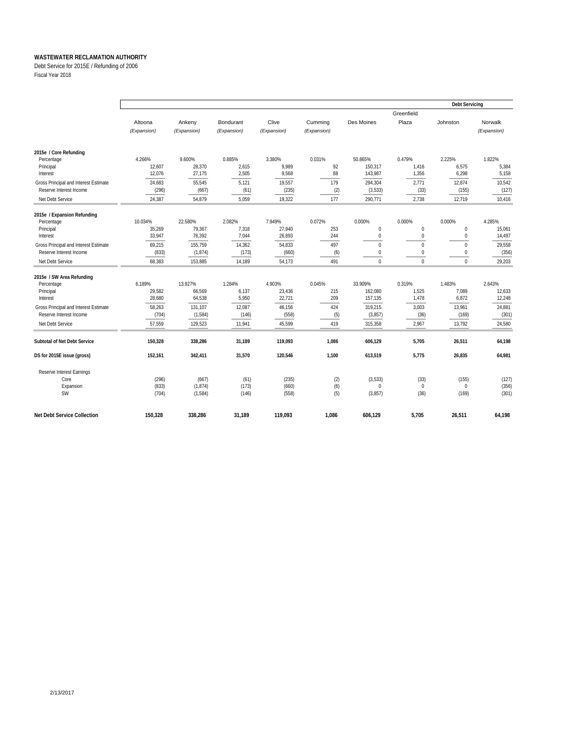**WASTEWATER RECLAMATION AUTHORITY**

Debt Service for 2015E / Refunding of 2006

Fiscal Year 2018

| | Altoona (Expansion) | Ankeny (Expansion) | Bondurant (Expansion) | Clive (Expansion) | Cumming (Expansion) | Des Moines | Greenfield Plaza | Johnston | Norwalk (Expansion) |
|---|---|---|---|---|---|---|---|---|---|
| | | | | | | | | Debt Servicing | |
| **2015e / Core Refunding** | | | | | | | | | |
| Percentage | 4.266% | 9.600% | 0.885% | 3.380% | 0.031% | 50.865% | 0.479% | 2.225% | 1.822% |
| Principal | 12,607 | 28,370 | 2,615 | 9,989 | 92 | 150,317 | 1,416 | 6,575 | 5,384 |
| Interest | 12,076 | 27,175 | 2,505 | 9,568 | 88 | 143,987 | 1,356 | 6,298 | 5,158 |
| Gross Principal and Interest Estimate | 24,683 | 55,545 | 5,121 | 19,557 | 179 | 294,304 | 2,771 | 12,874 | 10,542 |
| Reserve Interest Income | (296) | (667) | (61) | (235) | (2) | (3,533) | (33) | (155) | (127) |
| Net Debt Service | 24,387 | 54,879 | 5,059 | 19,322 | 177 | 290,771 | 2,738 | 12,719 | 10,416 |
| **2015e / Expansion Refunding** | | | | | | | | | |
| Percentage | 10.034% | 22.580% | 2.082% | 7.949% | 0.072% | 0.000% | 0.000% | 0.000% | 4.285% |
| Principal | 35,269 | 79,367 | 7,318 | 27,940 | 253 | 0 | 0 | 0 | 15,061 |
| Interest | 33,947 | 76,392 | 7,044 | 26,893 | 244 | 0 | 0 | 0 | 14,497 |
| Gross Principal and Interest Estimate | 69,215 | 155,759 | 14,362 | 54,833 | 497 | 0 | 0 | 0 | 29,558 |
| Reserve Interest Income | (833) | (1,874) | (173) | (660) | (6) | 0 | 0 | 0 | (356) |
| Net Debt Service | 68,383 | 153,885 | 14,189 | 54,173 | 491 | 0 | 0 | 0 | 29,203 |
| **2015e / SW Area Refunding** | | | | | | | | | |
| Percentage | 6.189% | 13.927% | 1.284% | 4.903% | 0.045% | 33.909% | 0.319% | 1.483% | 2.643% |
| Principal | 29,582 | 66,569 | 6,137 | 23,436 | 215 | 162,080 | 1,525 | 7,089 | 12,633 |
| Interest | 28,680 | 64,538 | 5,950 | 22,721 | 209 | 157,135 | 1,478 | 6,872 | 12,248 |
| Gross Principal and Interest Estimate | 58,263 | 131,107 | 12,087 | 46,156 | 424 | 319,215 | 3,003 | 13,961 | 24,881 |
| Reserve Interest Income | (704) | (1,584) | (146) | (558) | (5) | (3,857) | (36) | (169) | (301) |
| Net Debt Service | 57,559 | 129,523 | 11,941 | 45,599 | 419 | 315,358 | 2,967 | 13,792 | 24,580 |
| **Subtotal of Net Debt Service** | **150,328** | **338,286** | **31,189** | **119,093** | **1,086** | **606,129** | **5,705** | **26,511** | **64,198** |
| **DS for 2015E issue (gross)** | **152,161** | **342,411** | **31,570** | **120,546** | **1,100** | **613,519** | **5,775** | **26,835** | **64,981** |
| Reserve Interest Earnings | | | | | | | | | |
| Core | (296) | (667) | (61) | (235) | (2) | (3,533) | (33) | (155) | (127) |
| Expansion | (833) | (1,874) | (173) | (660) | (6) | 0 | 0 | 0 | (356) |
| SW | (704) | (1,584) | (146) | (558) | (5) | (3,857) | (36) | (169) | (301) |
| **Net Debt Service Collection** | **150,328** | **338,286** | **31,189** | **119,093** | **1,086** | **606,129** | **5,705** | **26,511** | **64,198** |

2/13/2017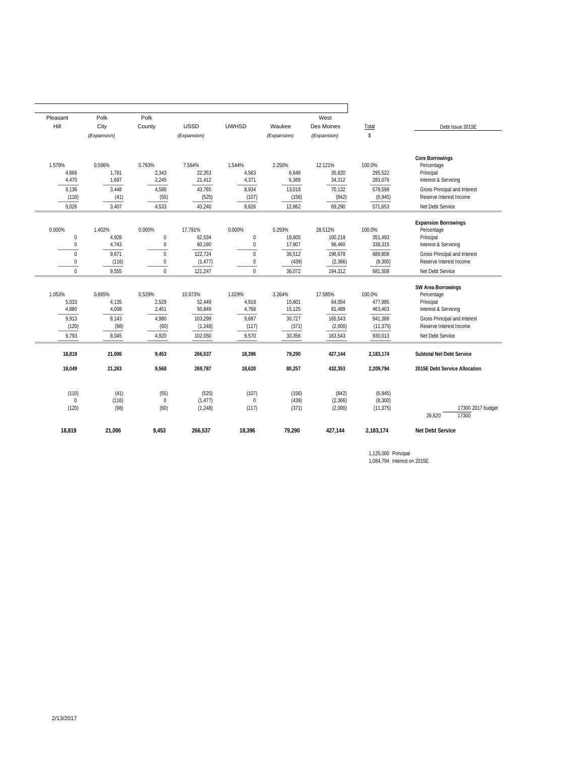| Pleasant Hill | Polk City (Expansion) | Polk County | USSD (Expansion) | UWHSD | Waukee (Expansion) | West Des Moines (Expansion) | Total $ | Debt Issue 2015E |
|---|---|---|---|---|---|---|---|---|
| | | | | | | | | **Core Borrowings** |
| 1.579% | 0.596% | 0.793% | 7.564% | 1.544% | 2.250% | 12.121% | 100.0% | Percentage |
| 4,666 | 1,761 | 2,343 | 22,353 | 4,563 | 6,649 | 35,820 | 295,522 | Principal |
| 4,470 | 1,687 | 2,245 | 21,412 | 4,371 | 6,369 | 34,312 | 283,076 | Interest & Servicing |
| 9,136 | 3,448 | 4,588 | 43,765 | 8,934 | 13,018 | 70,132 | 578,598 | Gross Principal and Interest |
| (110) | (41) | (55) | (525) | (107) | (156) | (842) | (6,945) | Reserve Interest Income |
| 9,026 | 3,407 | 4,533 | 43,240 | 8,826 | 12,862 | 69,290 | 571,653 | Net Debt Service |
| | | | | | | | | **Expansion Borrowings** |
| 0.000% | 1.402% | 0.000% | 17.791% | 0.000% | 5.293% | 28.512% | 100.0% | Percentage |
| 0 | 4,928 | 0 | 62,534 | 0 | 18,605 | 100,218 | 351,493 | Principal |
| 0 | 4,743 | 0 | 60,190 | 0 | 17,907 | 96,460 | 338,315 | Interest & Servicing |
| 0 | 9,671 | 0 | 122,724 | 0 | 36,512 | 196,678 | 689,808 | Gross Principal and Interest |
| 0 | (116) | 0 | (1,477) | 0 | (439) | (2,366) | (8,300) | Reserve Interest Income |
| 0 | 9,555 | 0 | 121,247 | 0 | 36,072 | 194,312 | 681,508 | Net Debt Service |
| | | | | | | | | **SW Area Borrowings** |
| 1.053% | 0.865% | 0.529% | 10.973% | 1.029% | 3.264% | 17.585% | 100.0% | Percentage |
| 5,033 | 4,135 | 2,529 | 52,449 | 4,918 | 15,601 | 84,054 | 477,985 | Principal |
| 4,880 | 4,008 | 2,451 | 50,849 | 4,768 | 15,125 | 81,489 | 463,403 | Interest & Servicing |
| 9,913 | 8,143 | 4,980 | 103,299 | 9,687 | 30,727 | 165,543 | 941,388 | Gross Principal and Interest |
| (120) | (98) | (60) | (1,248) | (117) | (371) | (2,000) | (11,375) | Reserve Interest Income |
| 9,793 | 8,045 | 4,920 | 102,050 | 9,570 | 30,356 | 163,543 | 930,013 | Net Debt Service |
| **18,819** | **21,006** | **9,453** | **266,537** | **18,396** | **79,290** | **427,144** | **2,183,174** | **Subtotal Net Debt Service** |
| **19,049** | **21,263** | **9,568** | **269,787** | **18,620** | **80,257** | **432,353** | **2,209,794** | **2015E Debt Service Allocation** |
| (110) | (41) | (55) | (525) | (107) | (156) | (842) | (6,945) | |
| 0 | (116) | 0 | (1,477) | 0 | (439) | (2,366) | (8,300) | |
| (120) | (98) | (60) | (1,248) | (117) | (371) | (2,000) | (11,375) | 17300 2017 budget |
| | | | | | | | | 26,620 17300 |
| **18,819** | **21,006** | **9,453** | **266,537** | **18,396** | **79,290** | **427,144** | **2,183,174** | **Net Debt Service** |

1,125,000 Principal
1,084,794 Interest on 2015E

2/13/2017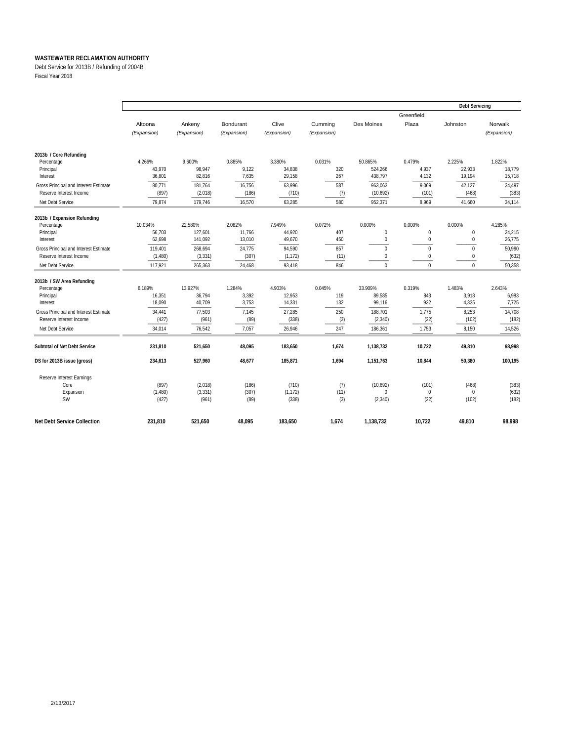**WASTEWATER RECLAMATION AUTHORITY**

Debt Service for 2013B / Refunding of 2004B

Fiscal Year 2018

| | | | | | | | | Debt Servicing | |
|---|---|---|---|---|---|---|---|---|---|
| | Altoona *(Expansion)* | Ankeny *(Expansion)* | Bondurant *(Expansion)* | Clive *(Expansion)* | Cumming *(Expansion)* | Des Moines | Greenfield Plaza | Johnston | Norwalk *(Expansion)* |
| **2013b / Core Refunding** | | | | | | | | | |
| Percentage | 4.266% | 9.600% | 0.885% | 3.380% | 0.031% | 50.865% | 0.479% | 2.225% | 1.822% |
| Principal | 43,970 | 98,947 | 9,122 | 34,838 | 320 | 524,266 | 4,937 | 22,933 | 18,779 |
| Interest | 36,801 | 82,816 | 7,635 | 29,158 | 267 | 438,797 | 4,132 | 19,194 | 15,718 |
| Gross Principal and Interest Estimate | 80,771 | 181,764 | 16,756 | 63,996 | 587 | 963,063 | 9,069 | 42,127 | 34,497 |
| Reserve Interest Income | (897) | (2,018) | (186) | (710) | (7) | (10,692) | (101) | (468) | (383) |
| Net Debt Service | 79,874 | 179,746 | 16,570 | 63,285 | 580 | 952,371 | 8,969 | 41,660 | 34,114 |
| **2013b / Expansion Refunding** | | | | | | | | | |
| Percentage | 10.034% | 22.580% | 2.082% | 7.949% | 0.072% | 0.000% | 0.000% | 0.000% | 4.285% |
| Principal | 56,703 | 127,601 | 11,766 | 44,920 | 407 | 0 | 0 | 0 | 24,215 |
| Interest | 62,698 | 141,092 | 13,010 | 49,670 | 450 | 0 | 0 | 0 | 26,775 |
| Gross Principal and Interest Estimate | 119,401 | 268,694 | 24,775 | 94,590 | 857 | 0 | 0 | 0 | 50,990 |
| Reserve Interest Income | (1,480) | (3,331) | (307) | (1,172) | (11) | 0 | 0 | 0 | (632) |
| Net Debt Service | 117,921 | 265,363 | 24,468 | 93,418 | 846 | 0 | 0 | 0 | 50,358 |
| **2013b / SW Area Refunding** | | | | | | | | | |
| Percentage | 6.189% | 13.927% | 1.284% | 4.903% | 0.045% | 33.909% | 0.319% | 1.483% | 2.643% |
| Principal | 16,351 | 36,794 | 3,392 | 12,953 | 119 | 89,585 | 843 | 3,918 | 6,983 |
| Interest | 18,090 | 40,709 | 3,753 | 14,331 | 132 | 99,116 | 932 | 4,335 | 7,725 |
| Gross Principal and Interest Estimate | 34,441 | 77,503 | 7,145 | 27,285 | 250 | 188,701 | 1,775 | 8,253 | 14,708 |
| Reserve Interest Income | (427) | (961) | (89) | (338) | (3) | (2,340) | (22) | (102) | (182) |
| Net Debt Service | 34,014 | 76,542 | 7,057 | 26,946 | 247 | 186,361 | 1,753 | 8,150 | 14,526 |
| **Subtotal of Net Debt Service** | **231,810** | **521,650** | **48,095** | **183,650** | **1,674** | **1,138,732** | **10,722** | **49,810** | **98,998** |
| **DS for 2013B issue (gross)** | **234,613** | **527,960** | **48,677** | **185,871** | **1,694** | **1,151,763** | **10,844** | **50,380** | **100,195** |
| Reserve Interest Earnings | | | | | | | | | |
| Core | (897) | (2,018) | (186) | (710) | (7) | (10,692) | (101) | (468) | (383) |
| Expansion | (1,480) | (3,331) | (307) | (1,172) | (11) | 0 | 0 | 0 | (632) |
| SW | (427) | (961) | (89) | (338) | (3) | (2,340) | (22) | (102) | (182) |
| **Net Debt Service Collection** | **231,810** | **521,650** | **48,095** | **183,650** | **1,674** | **1,138,732** | **10,722** | **49,810** | **98,998** |

2/13/2017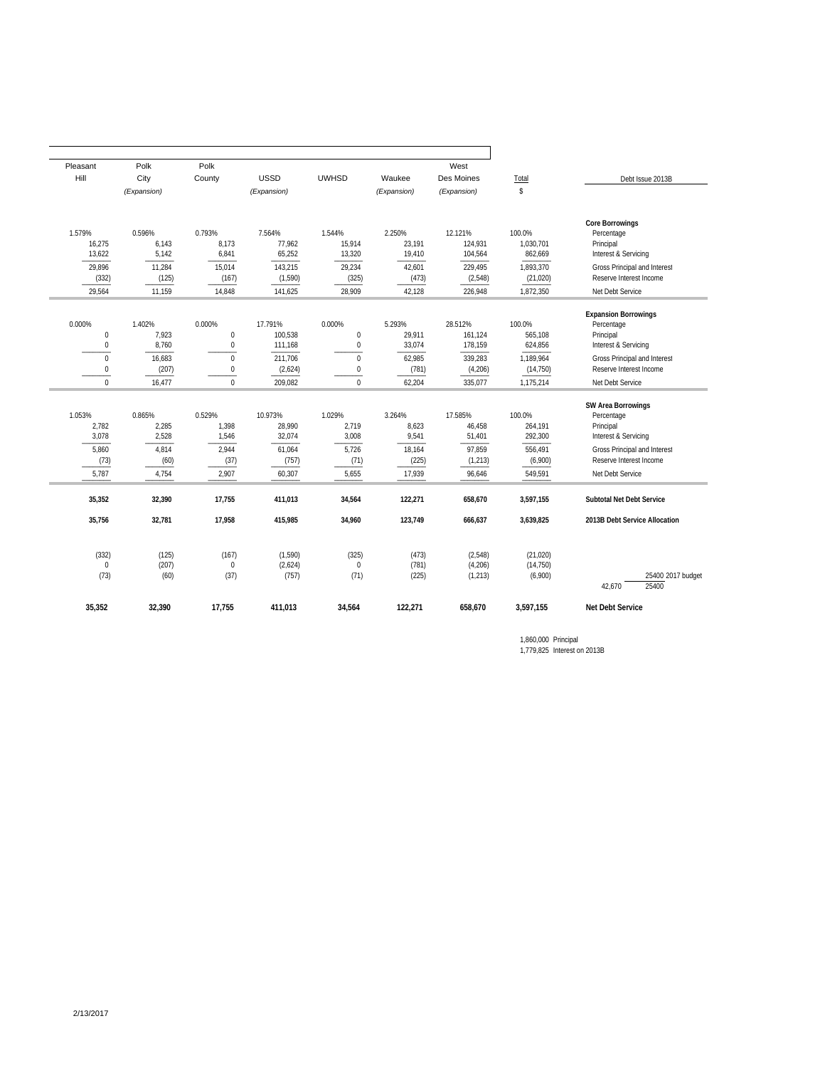| Pleasant Hill | Polk City *(Expansion)* | Polk County | USSD *(Expansion)* | UWHSD | Waukee *(Expansion)* | West Des Moines *(Expansion)* | Total $ | Debt Issue 2013B |
|---|---|---|---|---|---|---|---|---|
| | | | | | | | | **Core Borrowings** |
| 1.579% | 0.596% | 0.793% | 7.564% | 1.544% | 2.250% | 12.121% | 100.0% | Percentage |
| 16,275 | 6,143 | 8,173 | 77,962 | 15,914 | 23,191 | 124,931 | 1,030,701 | Principal |
| 13,622 | 5,142 | 6,841 | 65,252 | 13,320 | 19,410 | 104,564 | 862,669 | Interest & Servicing |
| 29,896 | 11,284 | 15,014 | 143,215 | 29,234 | 42,601 | 229,495 | 1,893,370 | Gross Principal and Interest |
| (332) | (125) | (167) | (1,590) | (325) | (473) | (2,548) | (21,020) | Reserve Interest Income |
| 29,564 | 11,159 | 14,848 | 141,625 | 28,909 | 42,128 | 226,948 | 1,872,350 | Net Debt Service |
| | | | | | | | | **Expansion Borrowings** |
| 0.000% | 1.402% | 0.000% | 17.791% | 0.000% | 5.293% | 28.512% | 100.0% | Percentage |
| 0 | 7,923 | 0 | 100,538 | 0 | 29,911 | 161,124 | 565,108 | Principal |
| 0 | 8,760 | 0 | 111,168 | 0 | 33,074 | 178,159 | 624,856 | Interest & Servicing |
| 0 | 16,683 | 0 | 211,706 | 0 | 62,985 | 339,283 | 1,189,964 | Gross Principal and Interest |
| 0 | (207) | 0 | (2,624) | 0 | (781) | (4,206) | (14,750) | Reserve Interest Income |
| 0 | 16,477 | 0 | 209,082 | 0 | 62,204 | 335,077 | 1,175,214 | Net Debt Service |
| | | | | | | | | **SW Area Borrowings** |
| 1.053% | 0.865% | 0.529% | 10.973% | 1.029% | 3.264% | 17.585% | 100.0% | Percentage |
| 2,782 | 2,285 | 1,398 | 28,990 | 2,719 | 8,623 | 46,458 | 264,191 | Principal |
| 3,078 | 2,528 | 1,546 | 32,074 | 3,008 | 9,541 | 51,401 | 292,300 | Interest & Servicing |
| 5,860 | 4,814 | 2,944 | 61,064 | 5,726 | 18,164 | 97,859 | 556,491 | Gross Principal and Interest |
| (73) | (60) | (37) | (757) | (71) | (225) | (1,213) | (6,900) | Reserve Interest Income |
| 5,787 | 4,754 | 2,907 | 60,307 | 5,655 | 17,939 | 96,646 | 549,591 | Net Debt Service |
| **35,352** | **32,390** | **17,755** | **411,013** | **34,564** | **122,271** | **658,670** | **3,597,155** | **Subtotal Net Debt Service** |
| **35,756** | **32,781** | **17,958** | **415,985** | **34,960** | **123,749** | **666,637** | **3,639,825** | **2013B Debt Service Allocation** |
| (332) | (125) | (167) | (1,590) | (325) | (473) | (2,548) | (21,020) | |
| 0 | (207) | 0 | (2,624) | 0 | (781) | (4,206) | (14,750) | |
| (73) | (60) | (37) | (757) | (71) | (225) | (1,213) | (6,900) | 25400 2017 budget |
| | | | | | | | | 42,670 25400 |
| **35,352** | **32,390** | **17,755** | **411,013** | **34,564** | **122,271** | **658,670** | **3,597,155** | **Net Debt Service** |

1,860,000 Principal
1,779,825 Interest on 2013B

2/13/2017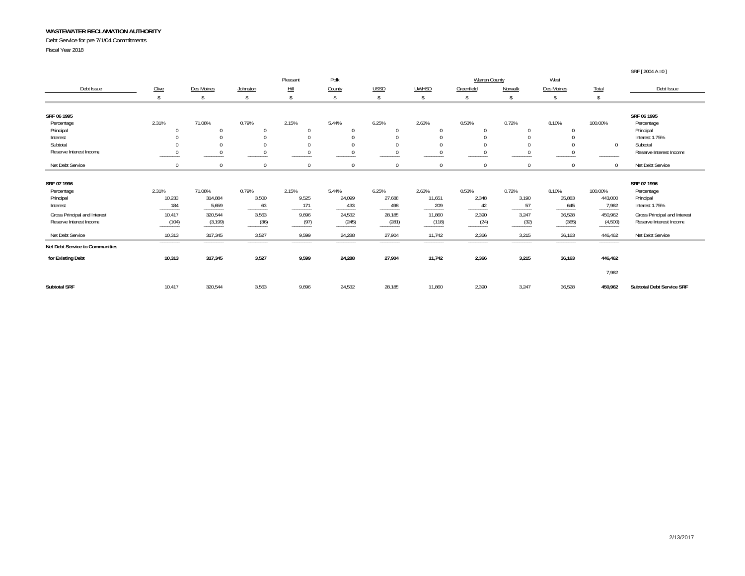**WASTEWATER RECLAMATION AUTHORITY**

Debt Service for pre 7/1/04 Commitments

Fiscal Year 2018

SRF [ 2004 A =0 ]

| Debt Issue | Clive | Des Moines | Johnston | Pleasant Hill | Polk County | USSD | UWHSD | Warren County Greenfield | Warren County Norwalk | West Des Moines | Total | Debt Issue |
|---|---|---|---|---|---|---|---|---|---|---|---|---|
| | $ | $ | $ | $ | $ | $ | $ | $ | $ | $ | $ | |
| **SRF 06 1995** | | | | | | | | | | | | **SRF 06 1995** |
| Percentage | 2.31% | 71.08% | 0.79% | 2.15% | 5.44% | 6.25% | 2.63% | 0.53% | 0.72% | 8.10% | 100.00% | Percentage |
| Principal | 0 | 0 | 0 | 0 | 0 | 0 | 0 | 0 | 0 | 0 | | Principal |
| Interest | 0 | 0 | 0 | 0 | 0 | 0 | 0 | 0 | 0 | 0 | | Interest 1.75% |
| Subtotal | 0 | 0 | 0 | 0 | 0 | 0 | 0 | 0 | 0 | 0 | 0 | Subtotal |
| Reserve Interest Income | 0 | 0 | 0 | 0 | 0 | 0 | 0 | 0 | 0 | 0 | | Reserve Interest Income |
| Net Debt Service | 0 | 0 | 0 | 0 | 0 | 0 | 0 | 0 | 0 | 0 | 0 | Net Debt Service |
| **SRF 07 1996** | | | | | | | | | | | | **SRF 07 1996** |
| Percentage | 2.31% | 71.08% | 0.79% | 2.15% | 5.44% | 6.25% | 2.63% | 0.53% | 0.72% | 8.10% | 100.00% | Percentage |
| Principal | 10,233 | 314,884 | 3,500 | 9,525 | 24,099 | 27,688 | 11,651 | 2,348 | 3,190 | 35,883 | 443,000 | Principal |
| Interest | 184 | 5,659 | 63 | 171 | 433 | 498 | 209 | 42 | 57 | 645 | 7,962 | Interest 1.75% |
| Gross Principal and Interest | 10,417 | 320,544 | 3,563 | 9,696 | 24,532 | 28,185 | 11,860 | 2,390 | 3,247 | 36,528 | 450,962 | Gross Principal and Interest |
| Reserve Interest Income | (104) | (3,199) | (36) | (97) | (245) | (281) | (118) | (24) | (32) | (365) | (4,500) | Reserve Interest Income |
| Net Debt Service | 10,313 | 317,345 | 3,527 | 9,599 | 24,288 | 27,904 | 11,742 | 2,366 | 3,215 | 36,163 | 446,462 | Net Debt Service |
| **Net Debt Service to Communities** | | | | | | | | | | | | |
| **for Existing Debt** | **10,313** | **317,345** | **3,527** | **9,599** | **24,288** | **27,904** | **11,742** | **2,366** | **3,215** | **36,163** | **446,462** | |
| | | | | | | | | | | | 7,962 | |
| **Subtotal SRF** | 10,417 | 320,544 | 3,563 | 9,696 | 24,532 | 28,185 | 11,860 | 2,390 | 3,247 | 36,528 | **450,962** | **Subtotal Debt Service SRF** |

2/13/2017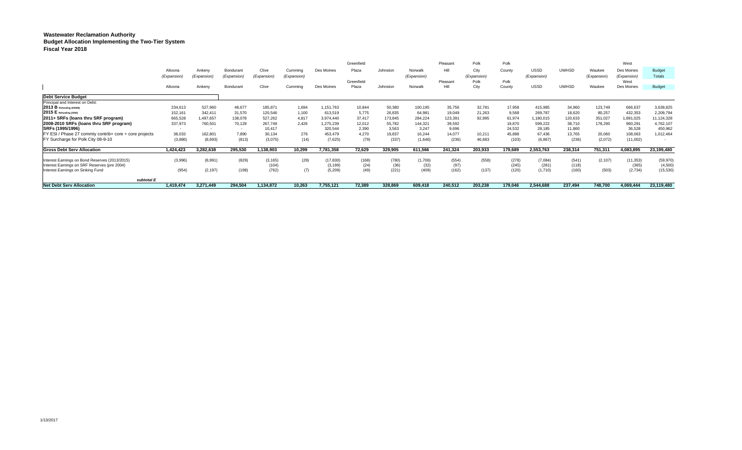**Wastewater Reclamation Authority**
**Budget Allocation Implementing the Two-Tier System**
**Fiscal Year 2018**

| | Altoona (Expansion) | Ankeny (Expansion) | Bondurant (Expansion) | Clive (Expansion) | Cumming (Expansion) | Des Moines | Greenfield Plaza | Johnston | Norwalk (Expansion) | Pleasant Hill | Polk City (Expansion) | Polk County | USSD (Expansion) | UWHSD | Waukee (Expansion) | West Des Moines (Expansion) | Budget Totals |
|---|---|---|---|---|---|---|---|---|---|---|---|---|---|---|---|---|---|
| | Altoona | Ankeny | Bondurant | Clive | Cumming | Des Moines | Greenfield Plaza | Johnston | Norwalk | Pleasant Hill | Polk City | Polk County | USSD | UWHSD | Waukee | West Des Moines | Budget |
| **Debt Service Budget** | | | | | | | | | | | | | | | | | |
| Principal and Interest on Debt: | | | | | | | | | | | | | | | | | |
| **2013 B** Refunding (2004B) | 234,613 | 527,960 | 48,677 | 185,871 | 1,694 | 1,151,763 | 10,844 | 50,380 | 100,195 | 35,756 | 32,781 | 17,958 | 415,985 | 34,960 | 123,749 | 666,637 | 3,639,825 |
| **2015 E** Refunding (2006) | 152,161 | 342,411 | 31,570 | 120,546 | 1,100 | 613,519 | 5,775 | 26,835 | 64,981 | 19,049 | 21,263 | 9,568 | 269,787 | 18,620 | 80,257 | 432,353 | 2,209,794 |
| **2011+ SRFs (loans thru SRF program)** | 665,528 | 1,497,657 | 138,078 | 527,262 | 4,817 | 3,974,440 | 37,417 | 173,845 | 284,224 | 123,391 | 92,995 | 61,974 | 1,180,015 | 120,633 | 351,027 | 1,891,025 | 11,124,328 |
| **2008-2010 SRFs (loans thru SRF program)** | 337,973 | 760,501 | 70,129 | 267,749 | 2,426 | 1,275,239 | 12,012 | 55,782 | 144,321 | 39,592 | | 19,870 | 599,222 | 38,710 | 178,290 | 960,291 | 4,762,107 |
| **SRFs (1995/1996)** | - | - | - | 10,417 | | 320,544 | 2,390 | 3,563 | 3,247 | 9,696 | | 24,532 | 28,185 | 11,860 | | 36,528 | 450,962 |
| FY ESI / Phase 27 commty contrib+ core + core projects | 38,033 | 162,801 | 7,890 | 30,134 | 276 | 453,479 | 4,270 | 19,837 | 16,244 | 14,077 | 10,211 | 45,888 | 67,436 | 13,765 | 20,060 | 108,063 | 1,012,464 |
| FY Surcharge for Polk City 08-9-10 | (3,886) | (8,693) | (813) | (3,075) | (14) | (7,625) | (79) | (337) | (1,646) | (236) | 46,683 | (103) | (6,867) | (236) | (2,072) | (11,002) | - |
| **Gross Debt Serv Allocation** | **1,424,423** | **3,282,638** | **295,530** | **1,138,903** | **10,299** | **7,781,358** | **72,629** | **329,905** | **611,566** | **241,324** | **203,933** | **179,689** | **2,553,763** | **238,314** | **751,311** | **4,083,895** | **23,199,480** |
| Interest Earnings on Bond Reserves (2013/2015) | (3,996) | (8,991) | (829) | (3,165) | (29) | (17,830) | (168) | (780) | (1,706) | (554) | (558) | (278) | (7,084) | (541) | (2,107) | (11,353) | (59,970) |
| Interest Earnings on SRF Reserves (pre 2004) | | | | (104) | | (3,199) | (24) | (36) | (32) | (97) | | (245) | (281) | (118) | | (365) | (4,500) |
| Interest Earnings on Sinking Fund | (954) | (2,197) | (198) | (762) | (7) | (5,209) | (49) | (221) | (409) | (162) | (137) | (120) | (1,710) | (160) | (503) | (2,734) | (15,530) |
| *subtotal E* | | | | | | | | | | | | | | | | | |
| **Net Debt Serv Allocation** | **1,419,474** | **3,271,449** | **294,504** | **1,134,872** | **10,263** | **7,755,121** | **72,389** | **328,869** | **609,418** | **240,512** | **203,238** | **179,046** | **2,544,688** | **237,494** | **748,700** | **4,069,444** | **23,119,480** |

1/13/2017